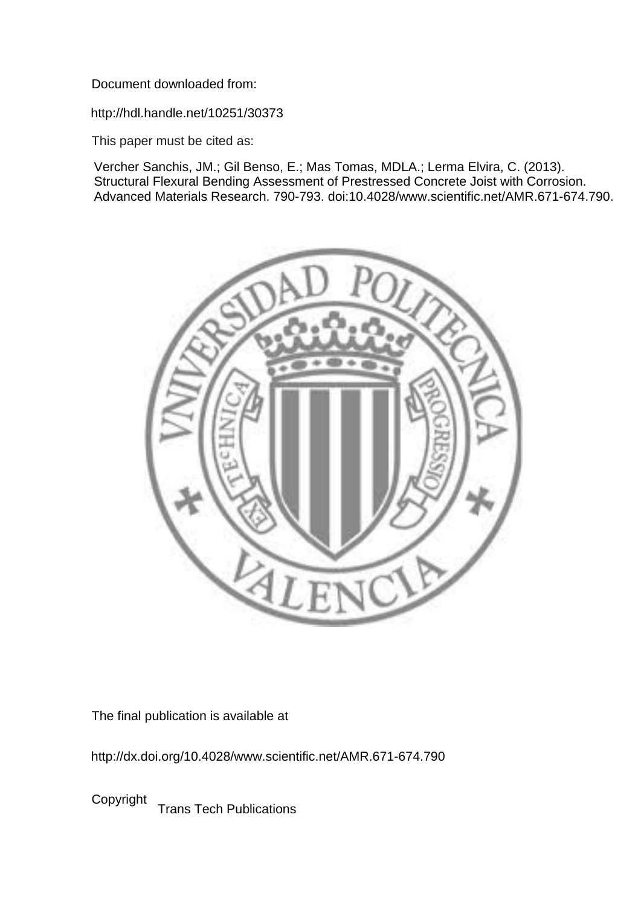Document downloaded from:

http://hdl.handle.net/10251/30373

This paper must be cited as:

Vercher Sanchis, JM.; Gil Benso, E.; Mas Tomas, MDLA.; Lerma Elvira, C. (2013). Structural Flexural Bending Assessment of Prestressed Concrete Joist with Corrosion. Advanced Materials Research. 790-793. doi:10.4028/www.scientific.net/AMR.671-674.790.

The final publication is available at

http://dx.doi.org/10.4028/www.scientific.net/AMR.671-674.790

Copyright Trans Tech Publications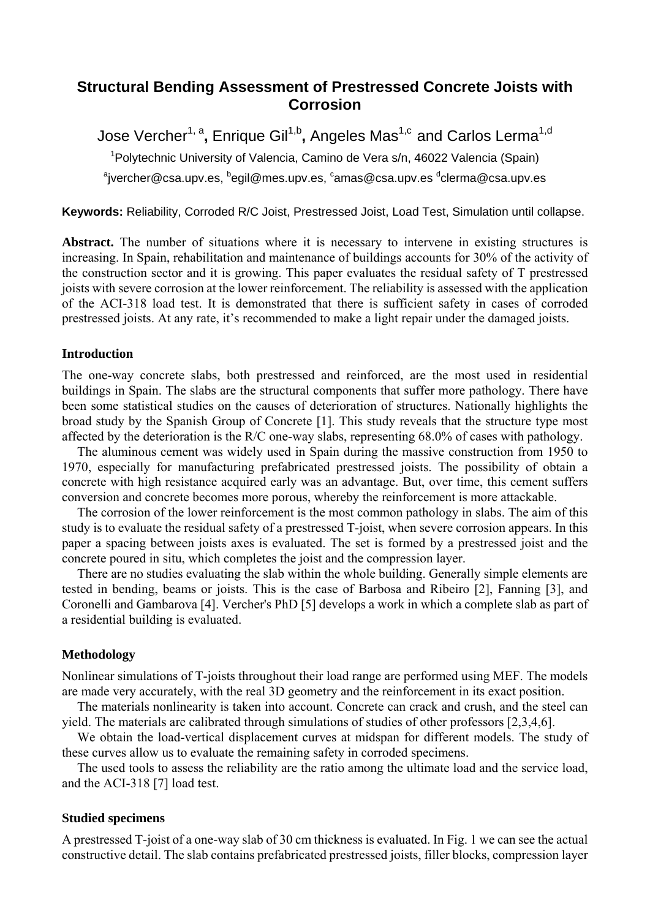# Structural Bending Assessment of Prestressed Concrete Joists with Corrosion

Jose Vercher[1, a], Enrique Gil[1,b], Angeles Mas[1,c] and Carlos Lerma[1,d]

[1]Polytechnic University of Valencia, Camino de Vera s/n, 46022 Valencia (Spain)

[a]jvercher@csa.upv.es, [b]egil@mes.upv.es, [c]amas@csa.upv.es [d]clerma@csa.upv.es

**Keywords:** Reliability, Corroded R/C Joist, Prestressed Joist, Load Test, Simulation until collapse.

**Abstract.** The number of situations where it is necessary to intervene in existing structures is increasing. In Spain, rehabilitation and maintenance of buildings accounts for 30% of the activity of the construction sector and it is growing. This paper evaluates the residual safety of T prestressed joists with severe corrosion at the lower reinforcement. The reliability is assessed with the application of the ACI-318 load test. It is demonstrated that there is sufficient safety in cases of corroded prestressed joists. At any rate, it's recommended to make a light repair under the damaged joists.

## Introduction

The one-way concrete slabs, both prestressed and reinforced, are the most used in residential buildings in Spain. The slabs are the structural components that suffer more pathology. There have been some statistical studies on the causes of deterioration of structures. Nationally highlights the broad study by the Spanish Group of Concrete [1]. This study reveals that the structure type most affected by the deterioration is the R/C one-way slabs, representing 68.0% of cases with pathology.

The aluminous cement was widely used in Spain during the massive construction from 1950 to 1970, especially for manufacturing prefabricated prestressed joists. The possibility of obtain a concrete with high resistance acquired early was an advantage. But, over time, this cement suffers conversion and concrete becomes more porous, whereby the reinforcement is more attackable.

The corrosion of the lower reinforcement is the most common pathology in slabs. The aim of this study is to evaluate the residual safety of a prestressed T-joist, when severe corrosion appears. In this paper a spacing between joists axes is evaluated. The set is formed by a prestressed joist and the concrete poured in situ, which completes the joist and the compression layer.

There are no studies evaluating the slab within the whole building. Generally simple elements are tested in bending, beams or joists. This is the case of Barbosa and Ribeiro [2], Fanning [3], and Coronelli and Gambarova [4]. Vercher's PhD [5] develops a work in which a complete slab as part of a residential building is evaluated.

## Methodology

Nonlinear simulations of T-joists throughout their load range are performed using MEF. The models are made very accurately, with the real 3D geometry and the reinforcement in its exact position.

The materials nonlinearity is taken into account. Concrete can crack and crush, and the steel can yield. The materials are calibrated through simulations of studies of other professors [2,3,4,6].

We obtain the load-vertical displacement curves at midspan for different models. The study of these curves allow us to evaluate the remaining safety in corroded specimens.

The used tools to assess the reliability are the ratio among the ultimate load and the service load, and the ACI-318 [7] load test.

## Studied specimens

A prestressed T-joist of a one-way slab of 30 cm thickness is evaluated. In Fig. 1 we can see the actual constructive detail. The slab contains prefabricated prestressed joists, filler blocks, compression layer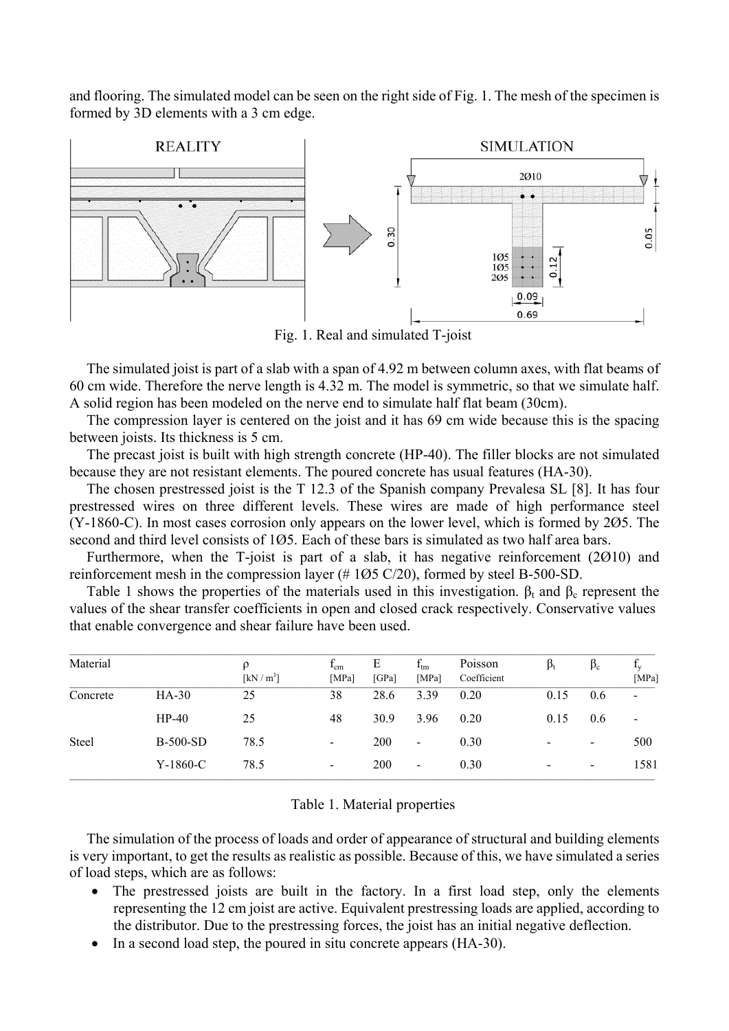and flooring. The simulated model can be seen on the right side of Fig. 1. The mesh of the specimen is formed by 3D elements with a 3 cm edge.

Fig. 1. Real and simulated T-joist

The simulated joist is part of a slab with a span of 4.92 m between column axes, with flat beams of 60 cm wide. Therefore the nerve length is 4.32 m. The model is symmetric, so that we simulate half. A solid region has been modeled on the nerve end to simulate half flat beam (30cm).

The compression layer is centered on the joist and it has 69 cm wide because this is the spacing between joists. Its thickness is 5 cm.

The precast joist is built with high strength concrete (HP-40). The filler blocks are not simulated because they are not resistant elements. The poured concrete has usual features (HA-30).

The chosen prestressed joist is the T 12.3 of the Spanish company Prevalesa SL [8]. It has four prestressed wires on three different levels. These wires are made of high performance steel (Y-1860-C). In most cases corrosion only appears on the lower level, which is formed by 2Ø5. The second and third level consists of 1Ø5. Each of these bars is simulated as two half area bars.

Furthermore, when the T-joist is part of a slab, it has negative reinforcement (2Ø10) and reinforcement mesh in the compression layer (# 1Ø5 C/20), formed by steel B-500-SD.

Table 1 shows the properties of the materials used in this investigation. $\beta_t$ and $\beta_c$ represent the values of the shear transfer coefficients in open and closed crack respectively. Conservative values that enable convergence and shear failure have been used.

| Material | | $\rho$ [kN / m$^3$] | $f_{cm}$ [MPa] | E [GPa] | $f_{tm}$ [MPa] | Poisson Coefficient | $\beta_t$ | $\beta_c$ | $f_y$ [MPa] |
|---|---|---|---|---|---|---|---|---|---|
| Concrete | HA-30 | 25 | 38 | 28.6 | 3.39 | 0.20 | 0.15 | 0.6 | - |
| | HP-40 | 25 | 48 | 30.9 | 3.96 | 0.20 | 0.15 | 0.6 | - |
| Steel | B-500-SD | 78.5 | - | 200 | - | 0.30 | - | - | 500 |
| | Y-1860-C | 78.5 | - | 200 | - | 0.30 | - | - | 1581 |

Table 1. Material properties

The simulation of the process of loads and order of appearance of structural and building elements is very important, to get the results as realistic as possible. Because of this, we have simulated a series of load steps, which are as follows:

- The prestressed joists are built in the factory. In a first load step, only the elements representing the 12 cm joist are active. Equivalent prestressing loads are applied, according to the distributor. Due to the prestressing forces, the joist has an initial negative deflection.
- In a second load step, the poured in situ concrete appears (HA-30).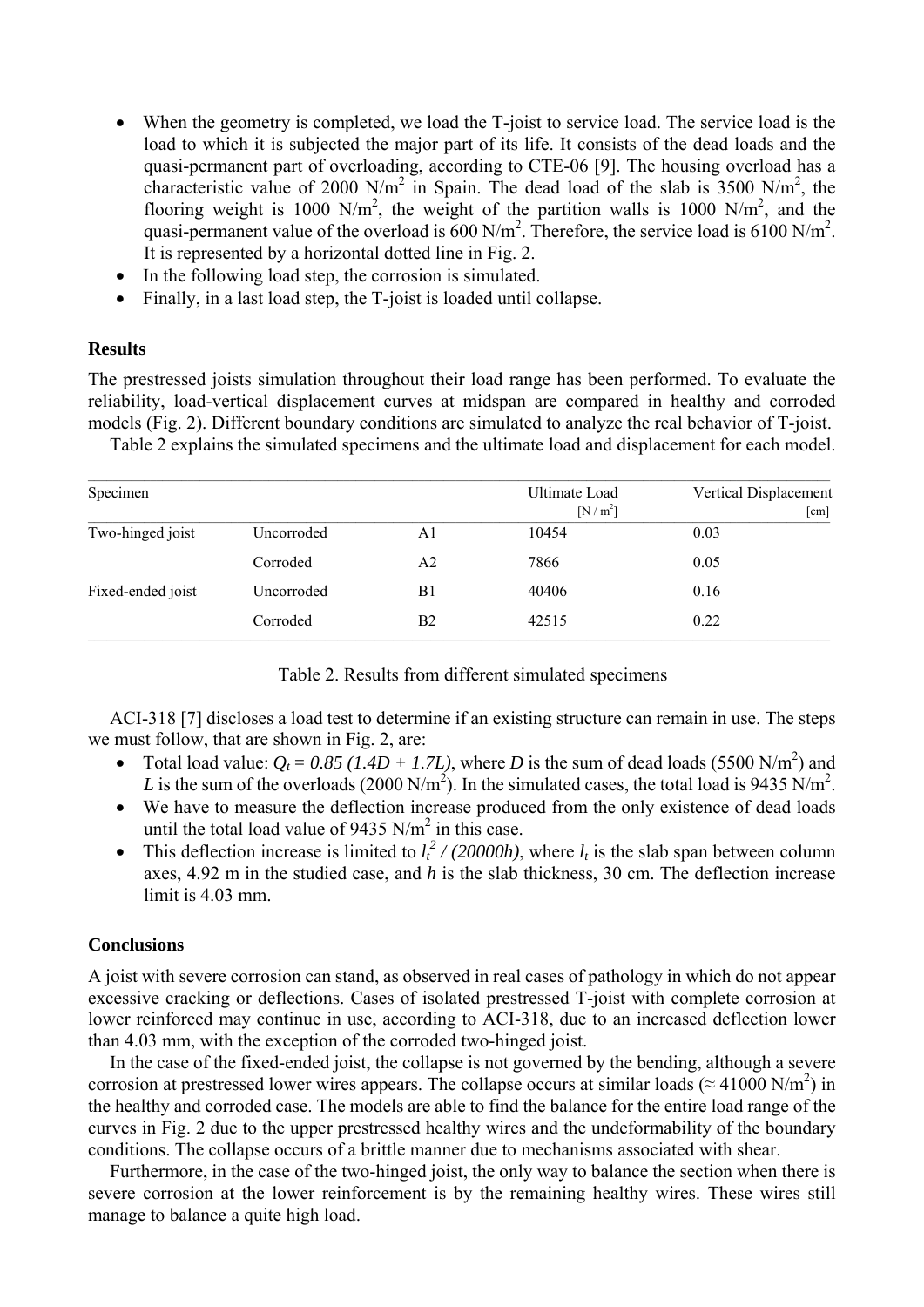- When the geometry is completed, we load the T-joist to service load. The service load is the load to which it is subjected the major part of its life. It consists of the dead loads and the quasi-permanent part of overloading, according to CTE-06 [9]. The housing overload has a characteristic value of 2000 N/m$^2$ in Spain. The dead load of the slab is 3500 N/m$^2$, the flooring weight is 1000 N/m$^2$, the weight of the partition walls is 1000 N/m$^2$, and the quasi-permanent value of the overload is 600 N/m$^2$. Therefore, the service load is 6100 N/m$^2$. It is represented by a horizontal dotted line in Fig. 2.
- In the following load step, the corrosion is simulated.
- Finally, in a last load step, the T-joist is loaded until collapse.

**Results**

The prestressed joists simulation throughout their load range has been performed. To evaluate the reliability, load-vertical displacement curves at midspan are compared in healthy and corroded models (Fig. 2). Different boundary conditions are simulated to analyze the real behavior of T-joist.

Table 2 explains the simulated specimens and the ultimate load and displacement for each model.

| Specimen | | | Ultimate Load [N / m$^2$] | Vertical Displacement [cm] |
|---|---|---|---|---|
| Two-hinged joist | Uncorroded | A1 | 10454 | 0.03 |
| | Corroded | A2 | 7866 | 0.05 |
| Fixed-ended joist | Uncorroded | B1 | 40406 | 0.16 |
| | Corroded | B2 | 42515 | 0.22 |

Table 2. Results from different simulated specimens

ACI-318 [7] discloses a load test to determine if an existing structure can remain in use. The steps we must follow, that are shown in Fig. 2, are:

- Total load value: $Q_t = 0.85\,(1.4D + 1.7L)$, where $D$ is the sum of dead loads (5500 N/m$^2$) and $L$ is the sum of the overloads (2000 N/m$^2$). In the simulated cases, the total load is 9435 N/m$^2$.
- We have to measure the deflection increase produced from the only existence of dead loads until the total load value of 9435 N/m$^2$ in this case.
- This deflection increase is limited to $l_t^2 / (20000h)$, where $l_t$ is the slab span between column axes, 4.92 m in the studied case, and $h$ is the slab thickness, 30 cm. The deflection increase limit is 4.03 mm.

**Conclusions**

A joist with severe corrosion can stand, as observed in real cases of pathology in which do not appear excessive cracking or deflections. Cases of isolated prestressed T-joist with complete corrosion at lower reinforced may continue in use, according to ACI-318, due to an increased deflection lower than 4.03 mm, with the exception of the corroded two-hinged joist.

In the case of the fixed-ended joist, the collapse is not governed by the bending, although a severe corrosion at prestressed lower wires appears. The collapse occurs at similar loads (≈ 41000 N/m$^2$) in the healthy and corroded case. The models are able to find the balance for the entire load range of the curves in Fig. 2 due to the upper prestressed healthy wires and the undeformability of the boundary conditions. The collapse occurs of a brittle manner due to mechanisms associated with shear.

Furthermore, in the case of the two-hinged joist, the only way to balance the section when there is severe corrosion at the lower reinforcement is by the remaining healthy wires. These wires still manage to balance a quite high load.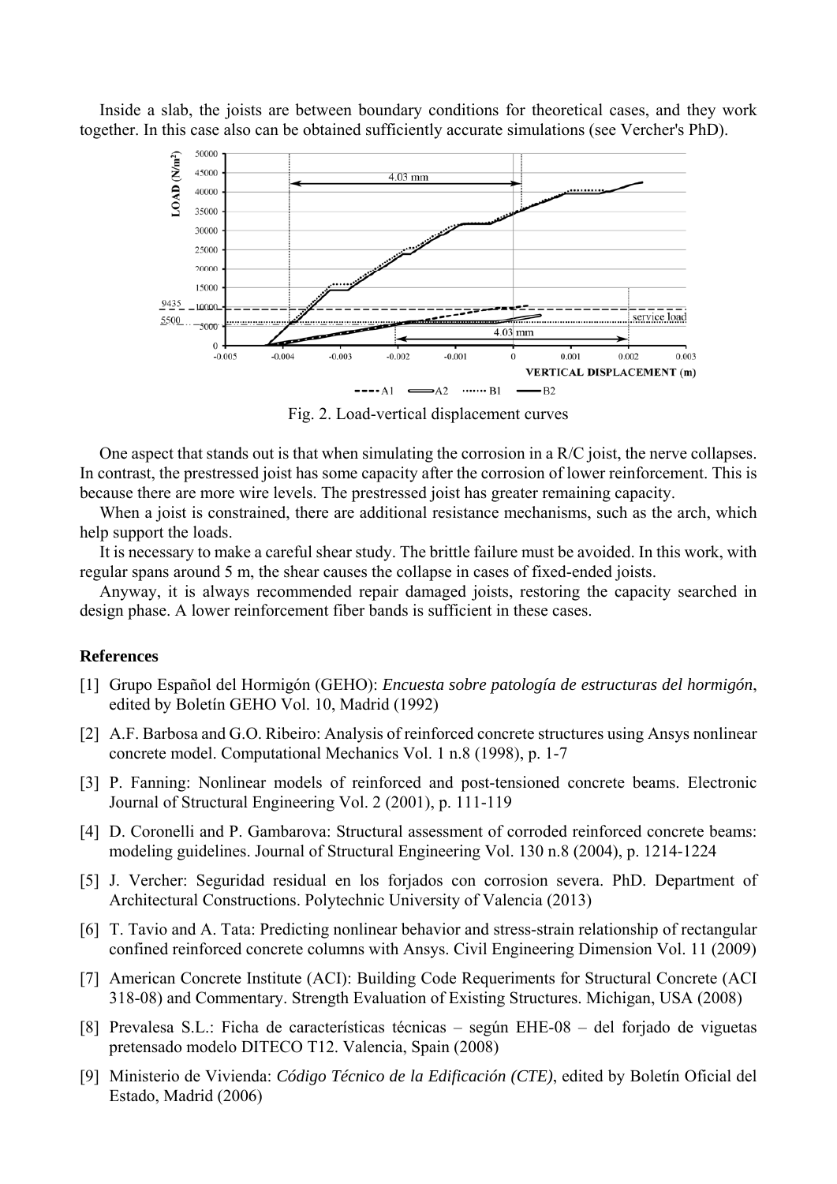Inside a slab, the joists are between boundary conditions for theoretical cases, and they work together. In this case also can be obtained sufficiently accurate simulations (see Vercher's PhD).

LOAD (N/m²)

50000
45000
40000
35000
30000
25000
20000
15000
10000
5000
0

9435
5500

4.03 mm

service load

4.03 mm

-0.005 -0.004 -0.003 -0.002 -0.001 0 0.001 0.002 0.003

VERTICAL DISPLACEMENT (m)

A1 A2 B1 B2

Fig. 2. Load-vertical displacement curves

One aspect that stands out is that when simulating the corrosion in a R/C joist, the nerve collapses. In contrast, the prestressed joist has some capacity after the corrosion of lower reinforcement. This is because there are more wire levels. The prestressed joist has greater remaining capacity.

When a joist is constrained, there are additional resistance mechanisms, such as the arch, which help support the loads.

It is necessary to make a careful shear study. The brittle failure must be avoided. In this work, with regular spans around 5 m, the shear causes the collapse in cases of fixed-ended joists.

Anyway, it is always recommended repair damaged joists, restoring the capacity searched in design phase. A lower reinforcement fiber bands is sufficient in these cases.

## References

[1] Grupo Español del Hormigón (GEHO): *Encuesta sobre patología de estructuras del hormigón*, edited by Boletín GEHO Vol. 10, Madrid (1992)

[2] A.F. Barbosa and G.O. Ribeiro: Analysis of reinforced concrete structures using Ansys nonlinear concrete model. Computational Mechanics Vol. 1 n.8 (1998), p. 1-7

[3] P. Fanning: Nonlinear models of reinforced and post-tensioned concrete beams. Electronic Journal of Structural Engineering Vol. 2 (2001), p. 111-119

[4] D. Coronelli and P. Gambarova: Structural assessment of corroded reinforced concrete beams: modeling guidelines. Journal of Structural Engineering Vol. 130 n.8 (2004), p. 1214-1224

[5] J. Vercher: Seguridad residual en los forjados con corrosion severa. PhD. Department of Architectural Constructions. Polytechnic University of Valencia (2013)

[6] T. Tavio and A. Tata: Predicting nonlinear behavior and stress-strain relationship of rectangular confined reinforced concrete columns with Ansys. Civil Engineering Dimension Vol. 11 (2009)

[7] American Concrete Institute (ACI): Building Code Requeriments for Structural Concrete (ACI 318-08) and Commentary. Strength Evaluation of Existing Structures. Michigan, USA (2008)

[8] Prevalesa S.L.: Ficha de características técnicas – según EHE-08 – del forjado de viguetas pretensado modelo DITECO T12. Valencia, Spain (2008)

[9] Ministerio de Vivienda: *Código Técnico de la Edificación (CTE)*, edited by Boletín Oficial del Estado, Madrid (2006)